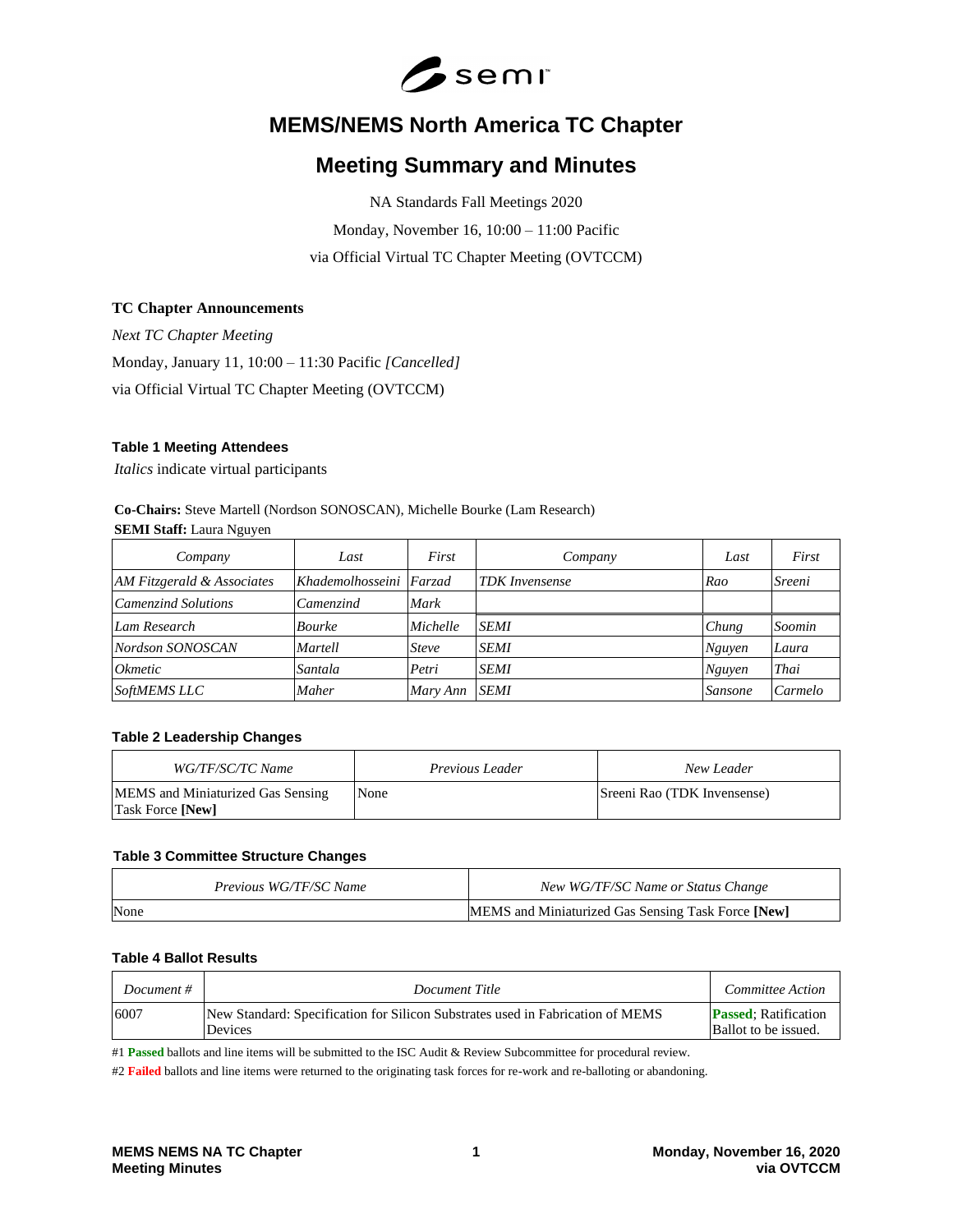# MEMS/NEMS North America TC Chapter

# Meeting Summary and Minutes

NA Standards Fall Meetings 2020

Monday, November 16, 10:00 – 11:00 Pacific

via Official Virtual TC Chapter Meeting (OVTCCM)

### TC Chapter Announcements

*Next TC Chapter Meeting*

Monday, January 11, 10:00 – 11:30 Pacific *[Cancelled]*

via Official Virtual TC Chapter Meeting (OVTCCM)

### Table 1 Meeting Attendees

*Italics* indicate virtual participants

**Co-Chairs:** Steve Martell (Nordson SONOSCAN), Michelle Bourke (Lam Research)
**SEMI Staff:** Laura Nguyen

| *Company* | *Last* | *First* | *Company* | *Last* | *First* |
|---|---|---|---|---|---|
| *AM Fitzgerald & Associates* | *Khademolhosseini* | *Farzad* | *TDK Invensense* | *Rao* | *Sreeni* |
| *Camenzind Solutions* | *Camenzind* | *Mark* | | | |
| *Lam Research* | *Bourke* | *Michelle* | *SEMI* | *Chung* | *Soomin* |
| *Nordson SONOSCAN* | *Martell* | *Steve* | *SEMI* | *Nguyen* | *Laura* |
| *Okmetic* | *Santala* | *Petri* | *SEMI* | *Nguyen* | *Thai* |
| *SoftMEMS LLC* | *Maher* | *Mary Ann* | *SEMI* | *Sansone* | *Carmelo* |

### Table 2 Leadership Changes

| *WG/TF/SC/TC Name* | *Previous Leader* | *New Leader* |
|---|---|---|
| MEMS and Miniaturized Gas Sensing Task Force **[New]** | None | Sreeni Rao (TDK Invensense) |

### Table 3 Committee Structure Changes

| *Previous WG/TF/SC Name* | *New WG/TF/SC Name or Status Change* |
|---|---|
| None | MEMS and Miniaturized Gas Sensing Task Force **[New]** |

### Table 4 Ballot Results

| *Document #* | *Document Title* | *Committee Action* |
|---|---|---|
| 6007 | New Standard: Specification for Silicon Substrates used in Fabrication of MEMS Devices | **Passed**; Ratification Ballot to be issued. |

#1 **Passed** ballots and line items will be submitted to the ISC Audit & Review Subcommittee for procedural review.

#2 **Failed** ballots and line items were returned to the originating task forces for re-work and re-balloting or abandoning.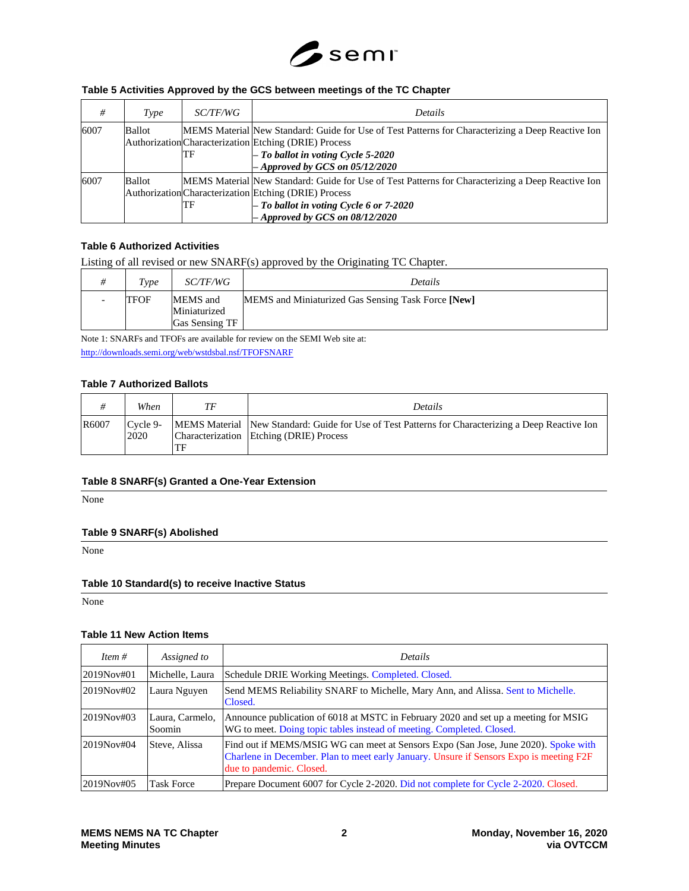### Table 5 Activities Approved by the GCS between meetings of the TC Chapter

| # | Type | SC/TF/WG | Details |
|---|---|---|---|
| 6007 | Ballot Authorization | MEMS Material Characterization TF | New Standard: Guide for Use of Test Patterns for Characterizing a Deep Reactive Ion Etching (DRIE) Process<br>– ***To ballot in voting Cycle 5-2020***<br>– ***Approved by GCS on 05/12/2020*** |
| 6007 | Ballot Authorization | MEMS Material Characterization TF | New Standard: Guide for Use of Test Patterns for Characterizing a Deep Reactive Ion Etching (DRIE) Process<br>– ***To ballot in voting Cycle 6 or 7-2020***<br>– ***Approved by GCS on 08/12/2020*** |

### Table 6 Authorized Activities

Listing of all revised or new SNARF(s) approved by the Originating TC Chapter.

| # | Type | SC/TF/WG | Details |
|---|---|---|---|
| - | TFOF | MEMS and Miniaturized Gas Sensing TF | MEMS and Miniaturized Gas Sensing Task Force **[New]** |

Note 1: SNARFs and TFOFs are available for review on the SEMI Web site at:
http://downloads.semi.org/web/wstdsbal.nsf/TFOFSNARF

### Table 7 Authorized Ballots

| # | When | TF | Details |
|---|---|---|---|
| R6007 | Cycle 9-2020 | MEMS Material Characterization TF | New Standard: Guide for Use of Test Patterns for Characterizing a Deep Reactive Ion Etching (DRIE) Process |

### Table 8 SNARF(s) Granted a One-Year Extension

None

### Table 9 SNARF(s) Abolished

None

### Table 10 Standard(s) to receive Inactive Status

None

### Table 11 New Action Items

| Item # | Assigned to | Details |
|---|---|---|
| 2019Nov#01 | Michelle, Laura | Schedule DRIE Working Meetings. Completed. Closed. |
| 2019Nov#02 | Laura Nguyen | Send MEMS Reliability SNARF to Michelle, Mary Ann, and Alissa. Sent to Michelle. Closed. |
| 2019Nov#03 | Laura, Carmelo, Soomin | Announce publication of 6018 at MSTC in February 2020 and set up a meeting for MSIG WG to meet. Doing topic tables instead of meeting. Completed. Closed. |
| 2019Nov#04 | Steve, Alissa | Find out if MEMS/MSIG WG can meet at Sensors Expo (San Jose, June 2020). Spoke with Charlene in December. Plan to meet early January. Unsure if Sensors Expo is meeting F2F due to pandemic. Closed. |
| 2019Nov#05 | Task Force | Prepare Document 6007 for Cycle 2-2020. Did not complete for Cycle 2-2020. Closed. |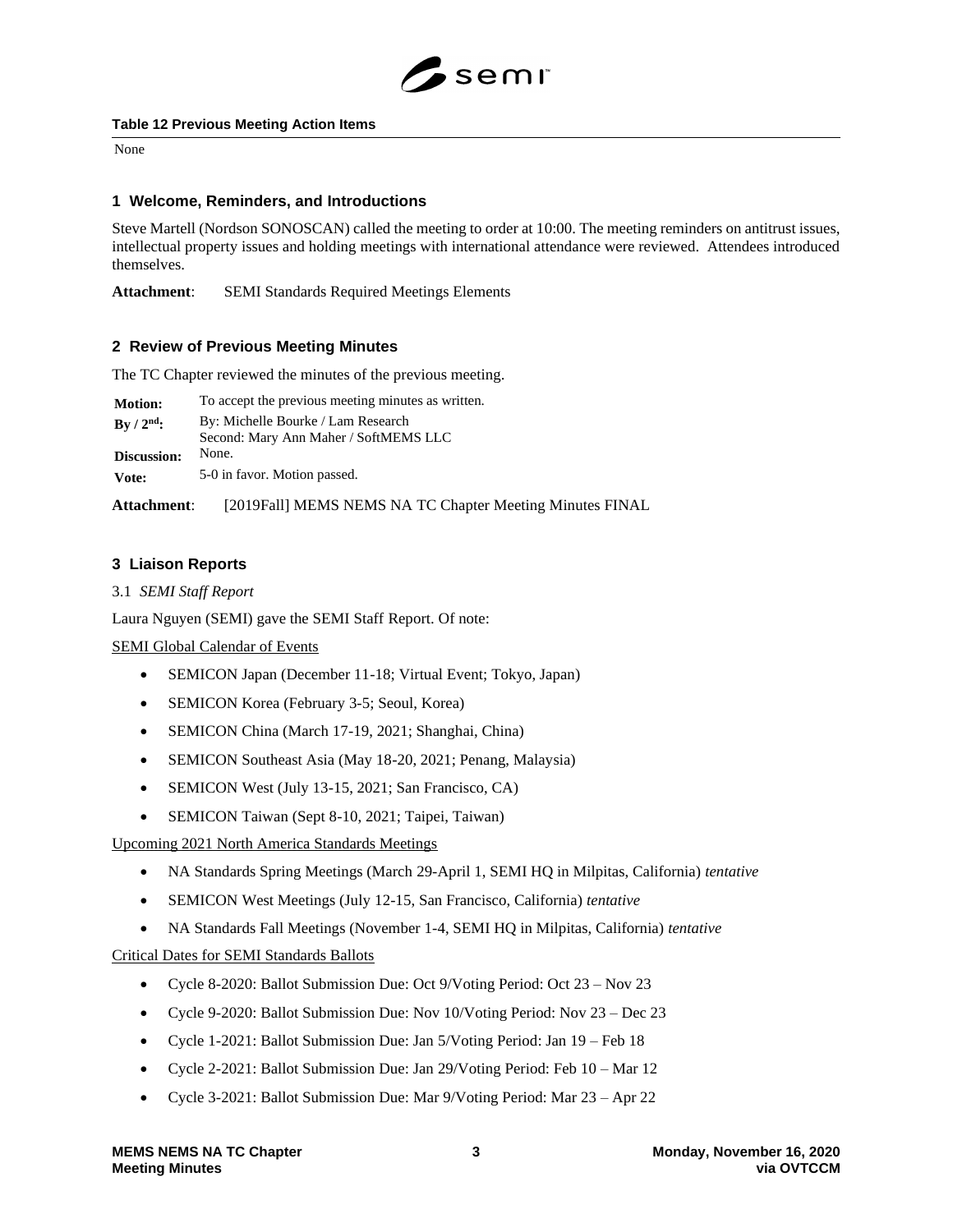**Table 12 Previous Meeting Action Items**

None

## 1 Welcome, Reminders, and Introductions

Steve Martell (Nordson SONOSCAN) called the meeting to order at 10:00. The meeting reminders on antitrust issues, intellectual property issues and holding meetings with international attendance were reviewed. Attendees introduced themselves.

**Attachment**: SEMI Standards Required Meetings Elements

## 2 Review of Previous Meeting Minutes

The TC Chapter reviewed the minutes of the previous meeting.

| | |
|---|---|
| **Motion:** | To accept the previous meeting minutes as written. |
| **By / 2nd:** | By: Michelle Bourke / Lam Research<br>Second: Mary Ann Maher / SoftMEMS LLC |
| **Discussion:** | None. |
| **Vote:** | 5-0 in favor. Motion passed. |

**Attachment**: [2019Fall] MEMS NEMS NA TC Chapter Meeting Minutes FINAL

## 3 Liaison Reports

3.1 *SEMI Staff Report*

Laura Nguyen (SEMI) gave the SEMI Staff Report. Of note:

SEMI Global Calendar of Events

- SEMICON Japan (December 11-18; Virtual Event; Tokyo, Japan)
- SEMICON Korea (February 3-5; Seoul, Korea)
- SEMICON China (March 17-19, 2021; Shanghai, China)
- SEMICON Southeast Asia (May 18-20, 2021; Penang, Malaysia)
- SEMICON West (July 13-15, 2021; San Francisco, CA)
- SEMICON Taiwan (Sept 8-10, 2021; Taipei, Taiwan)

Upcoming 2021 North America Standards Meetings

- NA Standards Spring Meetings (March 29-April 1, SEMI HQ in Milpitas, California) *tentative*
- SEMICON West Meetings (July 12-15, San Francisco, California) *tentative*
- NA Standards Fall Meetings (November 1-4, SEMI HQ in Milpitas, California) *tentative*

Critical Dates for SEMI Standards Ballots

- Cycle 8-2020: Ballot Submission Due: Oct 9/Voting Period: Oct 23 – Nov 23
- Cycle 9-2020: Ballot Submission Due: Nov 10/Voting Period: Nov 23 – Dec 23
- Cycle 1-2021: Ballot Submission Due: Jan 5/Voting Period: Jan 19 – Feb 18
- Cycle 2-2021: Ballot Submission Due: Jan 29/Voting Period: Feb 10 – Mar 12
- Cycle 3-2021: Ballot Submission Due: Mar 9/Voting Period: Mar 23 – Apr 22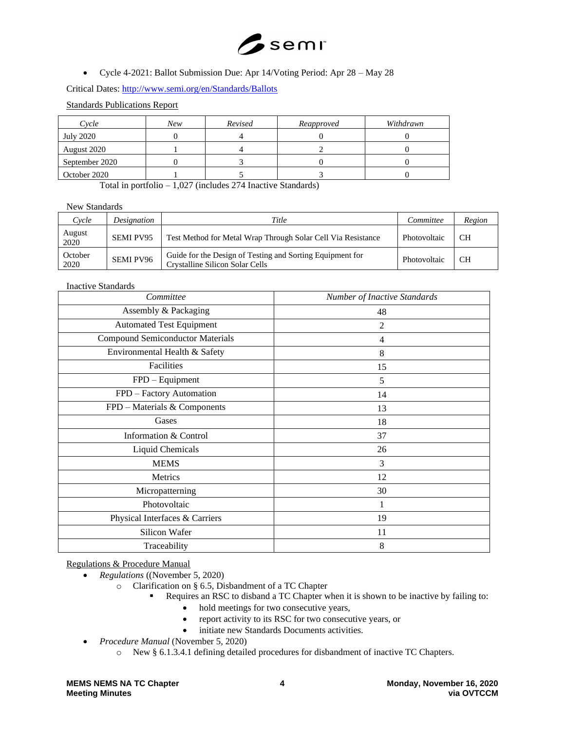- Cycle 4-2021: Ballot Submission Due: Apr 14/Voting Period: Apr 28 – May 28

Critical Dates: http://www.semi.org/en/Standards/Ballots

Standards Publications Report

| *Cycle* | *New* | *Revised* | *Reapproved* | *Withdrawn* |
|---|---|---|---|---|
| July 2020 | 0 | 4 | 0 | 0 |
| August 2020 | 1 | 4 | 2 | 0 |
| September 2020 | 0 | 3 | 0 | 0 |
| October 2020 | 1 | 5 | 3 | 0 |

Total in portfolio – 1,027 (includes 274 Inactive Standards)

New Standards

| *Cycle* | *Designation* | *Title* | *Committee* | *Region* |
|---|---|---|---|---|
| August 2020 | SEMI PV95 | Test Method for Metal Wrap Through Solar Cell Via Resistance | Photovoltaic | CH |
| October 2020 | SEMI PV96 | Guide for the Design of Testing and Sorting Equipment for Crystalline Silicon Solar Cells | Photovoltaic | CH |

Inactive Standards

| *Committee* | *Number of Inactive Standards* |
|---|---|
| Assembly & Packaging | 48 |
| Automated Test Equipment | 2 |
| Compound Semiconductor Materials | 4 |
| Environmental Health & Safety | 8 |
| Facilities | 15 |
| FPD – Equipment | 5 |
| FPD – Factory Automation | 14 |
| FPD – Materials & Components | 13 |
| Gases | 18 |
| Information & Control | 37 |
| Liquid Chemicals | 26 |
| MEMS | 3 |
| Metrics | 12 |
| Micropatterning | 30 |
| Photovoltaic | 1 |
| Physical Interfaces & Carriers | 19 |
| Silicon Wafer | 11 |
| Traceability | 8 |

Regulations & Procedure Manual

- *Regulations* ((November 5, 2020)
  - Clarification on § 6.5, Disbandment of a TC Chapter
    - Requires an RSC to disband a TC Chapter when it is shown to be inactive by failing to:
      - hold meetings for two consecutive years,
      - report activity to its RSC for two consecutive years, or
      - initiate new Standards Documents activities.
- *Procedure Manual* (November 5, 2020)
  - New § 6.1.3.4.1 defining detailed procedures for disbandment of inactive TC Chapters.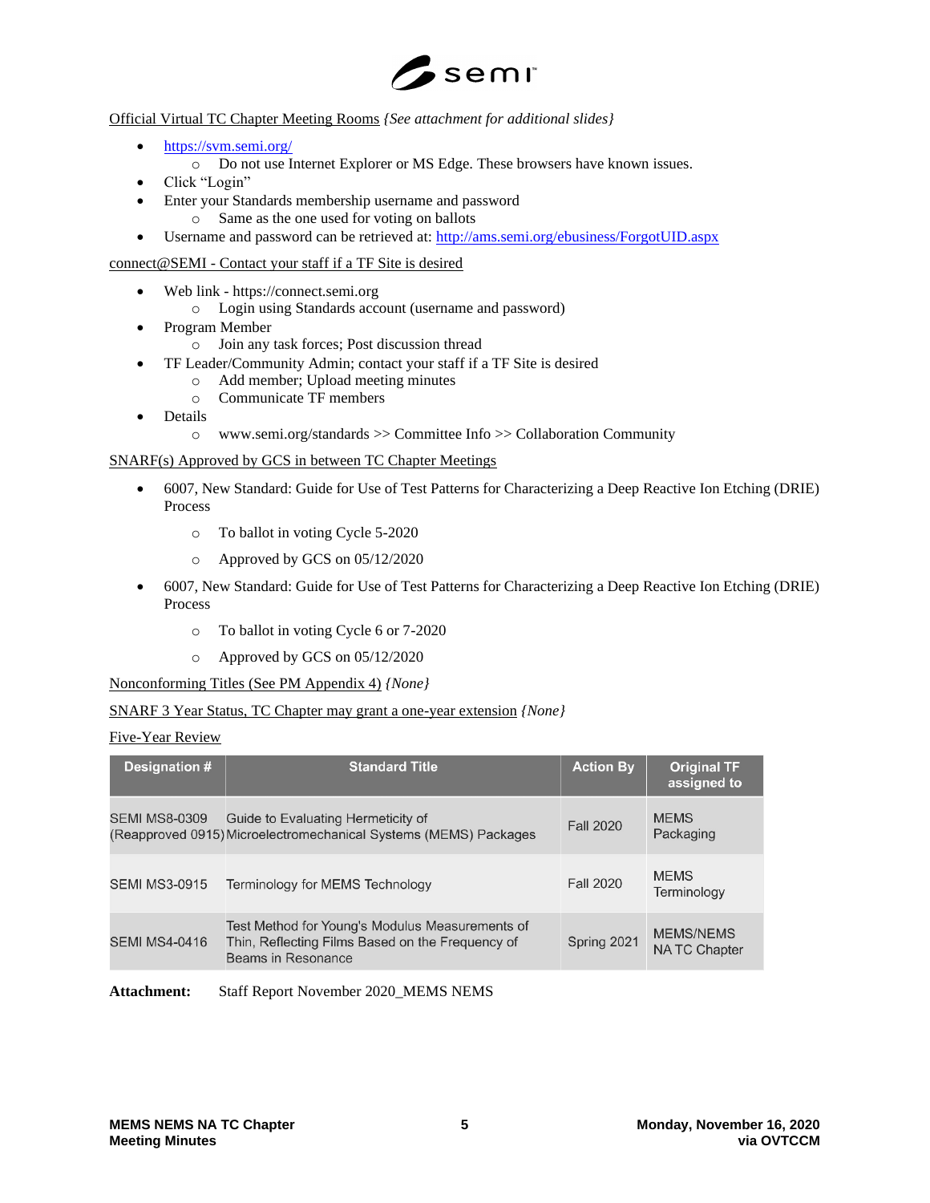Official Virtual TC Chapter Meeting Rooms *{See attachment for additional slides}*

- https://svm.semi.org/
  - Do not use Internet Explorer or MS Edge. These browsers have known issues.
- Click "Login"
- Enter your Standards membership username and password
  - Same as the one used for voting on ballots
- Username and password can be retrieved at: http://ams.semi.org/ebusiness/ForgotUID.aspx

connect@SEMI - Contact your staff if a TF Site is desired

- Web link - https://connect.semi.org
  - Login using Standards account (username and password)
- Program Member
  - Join any task forces; Post discussion thread
- TF Leader/Community Admin; contact your staff if a TF Site is desired
  - Add member; Upload meeting minutes
  - Communicate TF members
- Details
  - www.semi.org/standards >> Committee Info >> Collaboration Community

SNARF(s) Approved by GCS in between TC Chapter Meetings

- 6007, New Standard: Guide for Use of Test Patterns for Characterizing a Deep Reactive Ion Etching (DRIE) Process
  - To ballot in voting Cycle 5-2020
  - Approved by GCS on 05/12/2020
- 6007, New Standard: Guide for Use of Test Patterns for Characterizing a Deep Reactive Ion Etching (DRIE) Process
  - To ballot in voting Cycle 6 or 7-2020
  - Approved by GCS on 05/12/2020

Nonconforming Titles (See PM Appendix 4) *{None}*

SNARF 3 Year Status, TC Chapter may grant a one-year extension *{None}*

Five-Year Review

| Designation # | Standard Title | Action By | Original TF assigned to |
|---|---|---|---|
| SEMI MS8-0309 (Reapproved 0915) | Guide to Evaluating Hermeticity of Microelectromechanical Systems (MEMS) Packages | Fall 2020 | MEMS Packaging |
| SEMI MS3-0915 | Terminology for MEMS Technology | Fall 2020 | MEMS Terminology |
| SEMI MS4-0416 | Test Method for Young's Modulus Measurements of Thin, Reflecting Films Based on the Frequency of Beams in Resonance | Spring 2021 | MEMS/NEMS NA TC Chapter |

**Attachment:** Staff Report November 2020_MEMS NEMS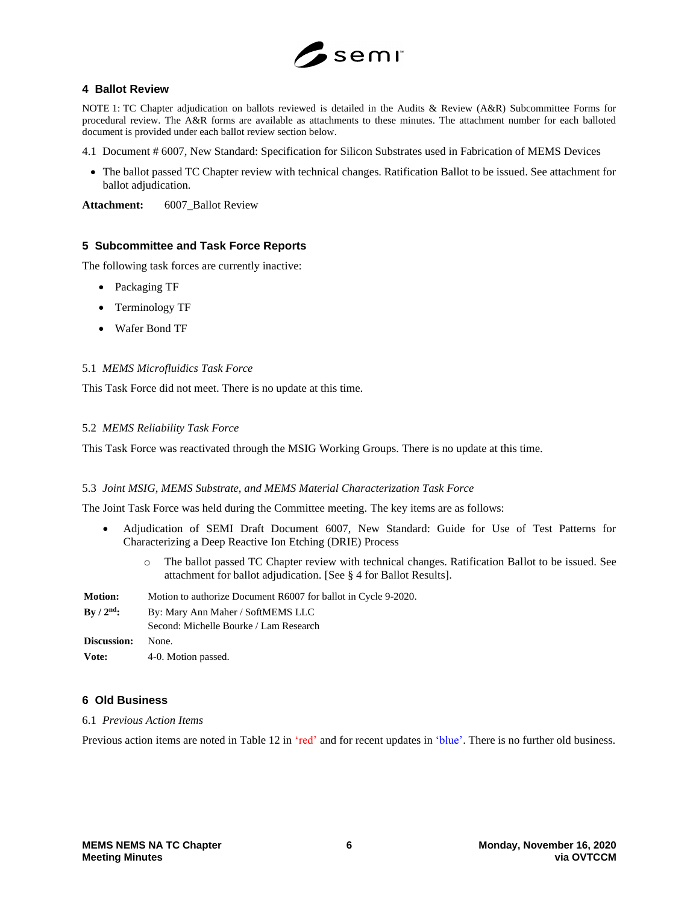## 4 Ballot Review

NOTE 1: TC Chapter adjudication on ballots reviewed is detailed in the Audits & Review (A&R) Subcommittee Forms for procedural review. The A&R forms are available as attachments to these minutes. The attachment number for each balloted document is provided under each ballot review section below.

4.1 Document # 6007, New Standard: Specification for Silicon Substrates used in Fabrication of MEMS Devices

- The ballot passed TC Chapter review with technical changes. Ratification Ballot to be issued. See attachment for ballot adjudication.

**Attachment:** 6007_Ballot Review

## 5 Subcommittee and Task Force Reports

The following task forces are currently inactive:

- Packaging TF
- Terminology TF
- Wafer Bond TF

### 5.1 *MEMS Microfluidics Task Force*

This Task Force did not meet. There is no update at this time.

### 5.2 *MEMS Reliability Task Force*

This Task Force was reactivated through the MSIG Working Groups. There is no update at this time.

### 5.3 *Joint MSIG, MEMS Substrate, and MEMS Material Characterization Task Force*

The Joint Task Force was held during the Committee meeting. The key items are as follows:

- Adjudication of SEMI Draft Document 6007, New Standard: Guide for Use of Test Patterns for Characterizing a Deep Reactive Ion Etching (DRIE) Process
  - The ballot passed TC Chapter review with technical changes. Ratification Ballot to be issued. See attachment for ballot adjudication. [See § 4 for Ballot Results].

|  |  |
|---|---|
| **Motion:** | Motion to authorize Document R6007 for ballot in Cycle 9-2020. |
| **By / 2nd:** | By: Mary Ann Maher / SoftMEMS LLC<br>Second: Michelle Bourke / Lam Research |
| **Discussion:** | None. |
| **Vote:** | 4-0. Motion passed. |

## 6 Old Business

### 6.1 *Previous Action Items*

Previous action items are noted in Table 12 in 'red' and for recent updates in 'blue'. There is no further old business.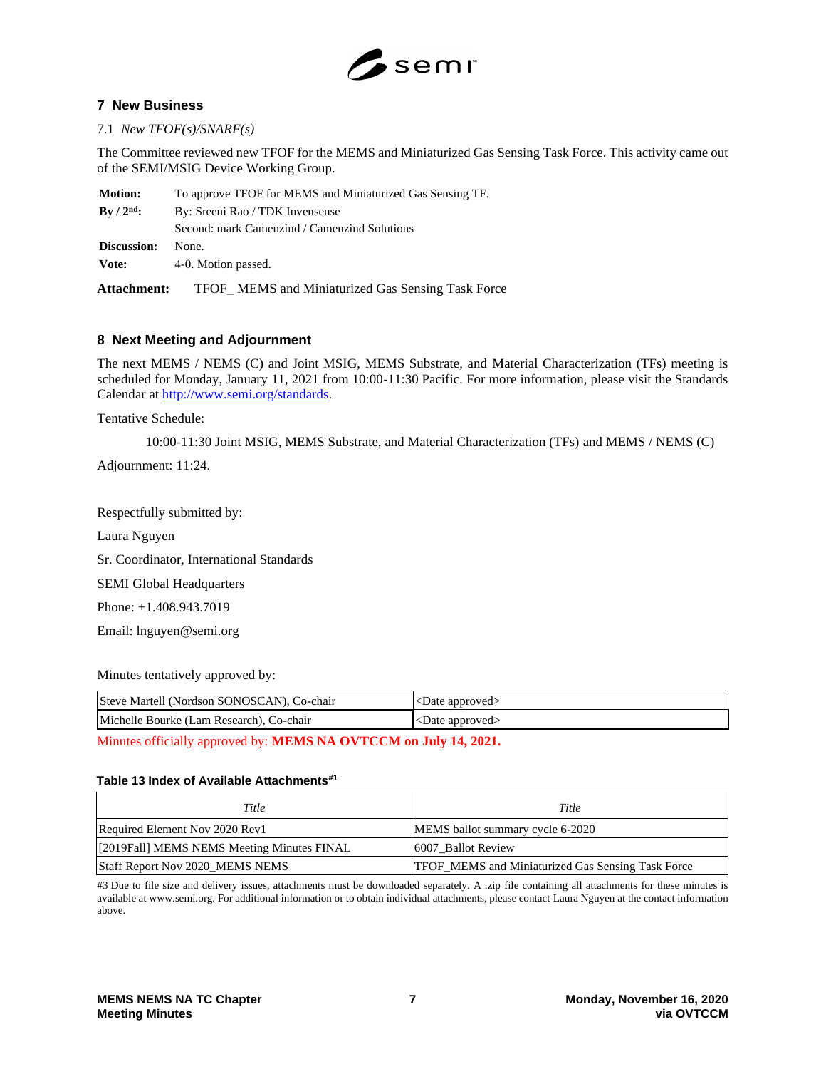## 7 New Business

7.1 *New TFOF(s)/SNARF(s)*

The Committee reviewed new TFOF for the MEMS and Miniaturized Gas Sensing Task Force. This activity came out of the SEMI/MSIG Device Working Group.

| | |
|---|---|
| **Motion:** | To approve TFOF for MEMS and Miniaturized Gas Sensing TF. |
| **By / 2nd:** | By: Sreeni Rao / TDK Invensense |
| | Second: mark Camenzind / Camenzind Solutions |
| **Discussion:** | None. |
| **Vote:** | 4-0. Motion passed. |

**Attachment:** TFOF_ MEMS and Miniaturized Gas Sensing Task Force

## 8 Next Meeting and Adjournment

The next MEMS / NEMS (C) and Joint MSIG, MEMS Substrate, and Material Characterization (TFs) meeting is scheduled for Monday, January 11, 2021 from 10:00-11:30 Pacific. For more information, please visit the Standards Calendar at http://www.semi.org/standards.

Tentative Schedule:

10:00-11:30 Joint MSIG, MEMS Substrate, and Material Characterization (TFs) and MEMS / NEMS (C)

Adjournment: 11:24.

Respectfully submitted by:

Laura Nguyen

Sr. Coordinator, International Standards

SEMI Global Headquarters

Phone: +1.408.943.7019

Email: lnguyen@semi.org

Minutes tentatively approved by:

| | |
|---|---|
| Steve Martell (Nordson SONOSCAN), Co-chair | <Date approved> |
| Michelle Bourke (Lam Research), Co-chair | <Date approved> |

Minutes officially approved by: **MEMS NA OVTCCM on July 14, 2021.**

**Table 13 Index of Available Attachments[#1]**

| *Title* | *Title* |
|---|---|
| Required Element Nov 2020 Rev1 | MEMS ballot summary cycle 6-2020 |
| [2019Fall] MEMS NEMS Meeting Minutes FINAL | 6007_Ballot Review |
| Staff Report Nov 2020_MEMS NEMS | TFOF_MEMS and Miniaturized Gas Sensing Task Force |

#3 Due to file size and delivery issues, attachments must be downloaded separately. A .zip file containing all attachments for these minutes is available at www.semi.org. For additional information or to obtain individual attachments, please contact Laura Nguyen at the contact information above.